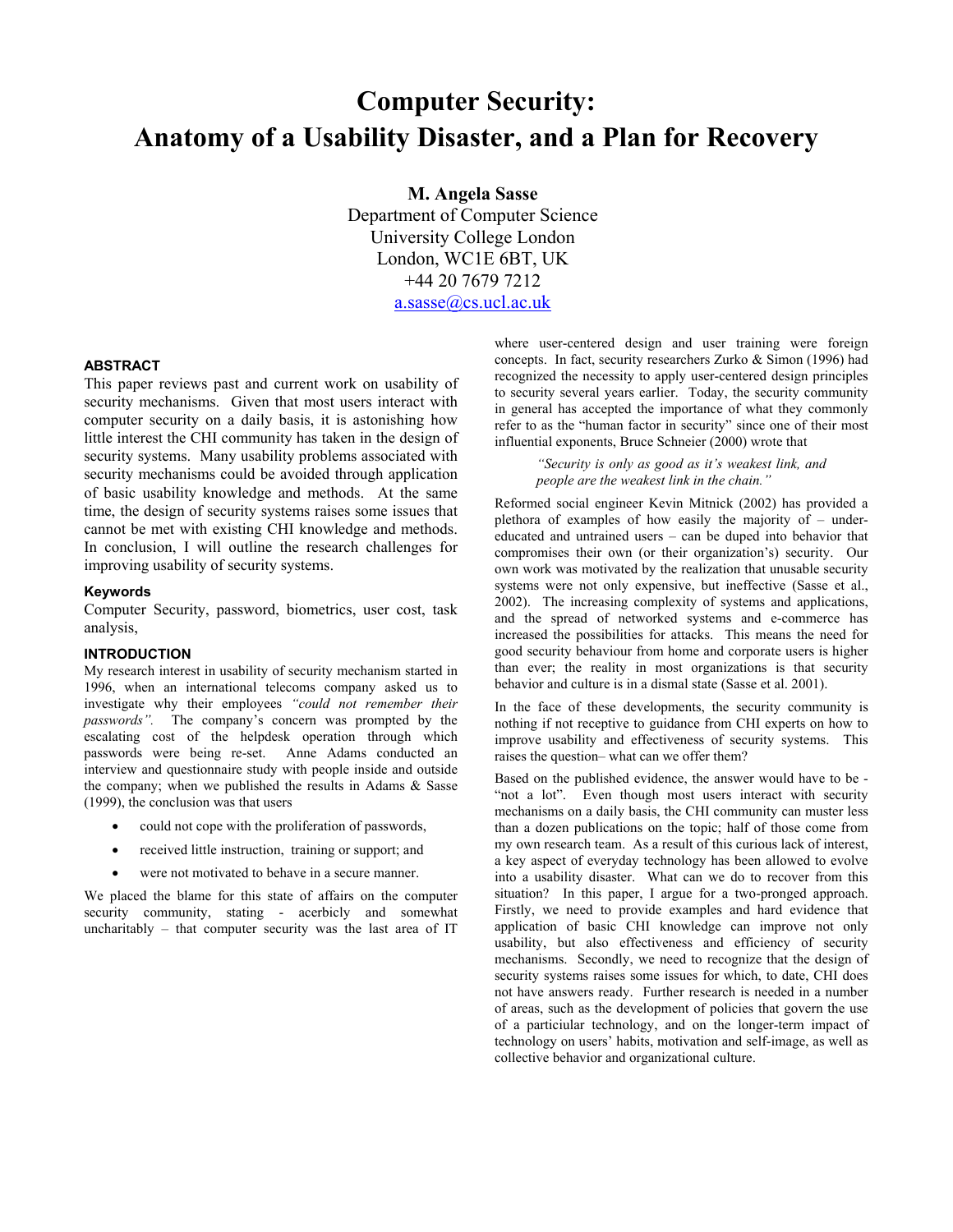# Computer Security: Anatomy of a Usability Disaster, and a Plan for Recovery

**M. Angela Sasse**
Department of Computer Science
University College London
London, WC1E 6BT, UK
+44 20 7679 7212
a.sasse@cs.ucl.ac.uk

### ABSTRACT

This paper reviews past and current work on usability of security mechanisms. Given that most users interact with computer security on a daily basis, it is astonishing how little interest the CHI community has taken in the design of security systems. Many usability problems associated with security mechanisms could be avoided through application of basic usability knowledge and methods. At the same time, the design of security systems raises some issues that cannot be met with existing CHI knowledge and methods. In conclusion, I will outline the research challenges for improving usability of security systems.

### Keywords

Computer Security, password, biometrics, user cost, task analysis,

### INTRODUCTION

My research interest in usability of security mechanism started in 1996, when an international telecoms company asked us to investigate why their employees *"could not remember their passwords".* The company's concern was prompted by the escalating cost of the helpdesk operation through which passwords were being re-set. Anne Adams conducted an interview and questionnaire study with people inside and outside the company; when we published the results in Adams & Sasse (1999), the conclusion was that users

- could not cope with the proliferation of passwords,
- received little instruction, training or support; and
- were not motivated to behave in a secure manner.

We placed the blame for this state of affairs on the computer security community, stating - acerbicly and somewhat uncharitably – that computer security was the last area of IT where user-centered design and user training were foreign concepts. In fact, security researchers Zurko & Simon (1996) had recognized the necessity to apply user-centered design principles to security several years earlier. Today, the security community in general has accepted the importance of what they commonly refer to as the "human factor in security" since one of their most influential exponents, Bruce Schneier (2000) wrote that

> *"Security is only as good as it's weakest link, and people are the weakest link in the chain."*

Reformed social engineer Kevin Mitnick (2002) has provided a plethora of examples of how easily the majority of – under-educated and untrained users – can be duped into behavior that compromises their own (or their organization's) security. Our own work was motivated by the realization that unusable security systems were not only expensive, but ineffective (Sasse et al., 2002). The increasing complexity of systems and applications, and the spread of networked systems and e-commerce has increased the possibilities for attacks. This means the need for good security behaviour from home and corporate users is higher than ever; the reality in most organizations is that security behavior and culture is in a dismal state (Sasse et al. 2001).

In the face of these developments, the security community is nothing if not receptive to guidance from CHI experts on how to improve usability and effectiveness of security systems. This raises the question– what can we offer them?

Based on the published evidence, the answer would have to be - "not a lot". Even though most users interact with security mechanisms on a daily basis, the CHI community can muster less than a dozen publications on the topic; half of those come from my own research team. As a result of this curious lack of interest, a key aspect of everyday technology has been allowed to evolve into a usability disaster. What can we do to recover from this situation? In this paper, I argue for a two-pronged approach. Firstly, we need to provide examples and hard evidence that application of basic CHI knowledge can improve not only usability, but also effectiveness and efficiency of security mechanisms. Secondly, we need to recognize that the design of security systems raises some issues for which, to date, CHI does not have answers ready. Further research is needed in a number of areas, such as the development of policies that govern the use of a particiular technology, and on the longer-term impact of technology on users' habits, motivation and self-image, as well as collective behavior and organizational culture.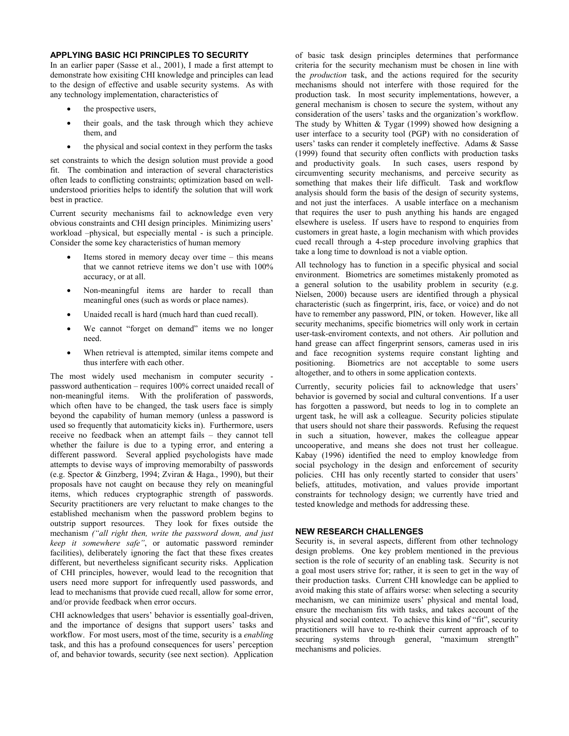## APPLYING BASIC HCI PRINCIPLES TO SECURITY

In an earlier paper (Sasse et al., 2001), I made a first attempt to demonstrate how exisiting CHI knowledge and principles can lead to the design of effective and usable security systems. As with any technology implementation, characteristics of

- the prospective users,
- their goals, and the task through which they achieve them, and
- the physical and social context in they perform the tasks

set constraints to which the design solution must provide a good fit. The combination and interaction of several characteristics often leads to conflicting constraints; optimization based on well-understood priorities helps to identify the solution that will work best in practice.

Current security mechanisms fail to acknowledge even very obvious constraints and CHI design principles. Minimizing users' workload –physical, but especially mental - is such a principle. Consider the some key characteristics of human memory

- Items stored in memory decay over time – this means that we cannot retrieve items we don't use with 100% accuracy, or at all.
- Non-meaningful items are harder to recall than meaningful ones (such as words or place names).
- Unaided recall is hard (much hard than cued recall).
- We cannot "forget on demand" items we no longer need.
- When retrieval is attempted, similar items compete and thus interfere with each other.

The most widely used mechanism in computer security - password authentication – requires 100% correct unaided recall of non-meaningful items. With the proliferation of passwords, which often have to be changed, the task users face is simply beyond the capability of human memory (unless a password is used so frequently that automaticity kicks in). Furthermore, users receive no feedback when an attempt fails – they cannot tell whether the failure is due to a typing error, and entering a different password. Several applied psychologists have made attempts to devise ways of improving memorabilty of passwords (e.g. Spector & Ginzberg, 1994; Zviran & Haga., 1990), but their proposals have not caught on because they rely on meaningful items, which reduces cryptographic strength of passwords. Security practitioners are very reluctant to make changes to the established mechanism when the password problem begins to outstrip support resources. They look for fixes outside the mechanism *("all right then, write the password down, and just keep it somewhere safe"*, or automatic password reminder facilities), deliberately ignoring the fact that these fixes creates different, but nevertheless significant security risks. Application of CHI principles, however, would lead to the recognition that users need more support for infrequently used passwords, and lead to mechanisms that provide cued recall, allow for some error, and/or provide feedback when error occurs.

CHI acknowledges that users' behavior is essentially goal-driven, and the importance of designs that support users' tasks and workflow. For most users, most of the time, security is a *enabling* task, and this has a profound consequences for users' perception of, and behavior towards, security (see next section). Application of basic task design principles determines that performance criteria for the security mechanism must be chosen in line with the *production* task, and the actions required for the security mechanisms should not interfere with those required for the production task. In most security implementations, however, a general mechanism is chosen to secure the system, without any consideration of the users' tasks and the organization's workflow. The study by Whitten & Tygar (1999) showed how designing a user interface to a security tool (PGP) with no consideration of users' tasks can render it completely ineffective. Adams & Sasse (1999) found that security often conflicts with production tasks and productivity goals. In such cases, users respond by circumventing security mechanisms, and perceive security as something that makes their life difficult. Task and workflow analysis should form the basis of the design of security systems, and not just the interfaces. A usable interface on a mechanism that requires the user to push anything his hands are engaged elsewhere is useless. If users have to respond to enquiries from customers in great haste, a login mechanism with which provides cued recall through a 4-step procedure involving graphics that take a long time to download is not a viable option.

All technology has to function in a specific physical and social environment. Biometrics are sometimes mistakenly promoted as a general solution to the usability problem in security (e.g. Nielsen, 2000) because users are identified through a physical characteristic (such as fingerprint, iris, face, or voice) and do not have to remember any password, PIN, or token. However, like all security mechanims, specific biometrics will only work in certain user-task-enviroment contexts, and not others. Air pollution and hand grease can affect fingerprint sensors, cameras used in iris and face recognition systems require constant lighting and positioning. Biometrics are not acceptable to some users altogether, and to others in some application contexts.

Currently, security policies fail to acknowledge that users' behavior is governed by social and cultural conventions. If a user has forgotten a password, but needs to log in to complete an urgent task, he will ask a colleague. Security policies stipulate that users should not share their passwords. Refusing the request in such a situation, however, makes the colleague appear uncooperative, and means she does not trust her colleague. Kabay (1996) identified the need to employ knowledge from social psychology in the design and enforcement of security policies. CHI has only recently started to consider that users' beliefs, attitudes, motivation, and values provide important constraints for technology design; we currently have tried and tested knowledge and methods for addressing these.

## NEW RESEARCH CHALLENGES

Security is, in several aspects, different from other technology design problems. One key problem mentioned in the previous section is the role of security of an enabling task. Security is not a goal most users strive for; rather, it is seen to get in the way of their production tasks. Current CHI knowledge can be applied to avoid making this state of affairs worse: when selecting a security mechanism, we can minimize users' physical and mental load, ensure the mechanism fits with tasks, and takes account of the physical and social context. To achieve this kind of "fit", security practitioners will have to re-think their current approach of to securing systems through general, "maximum strength" mechanisms and policies.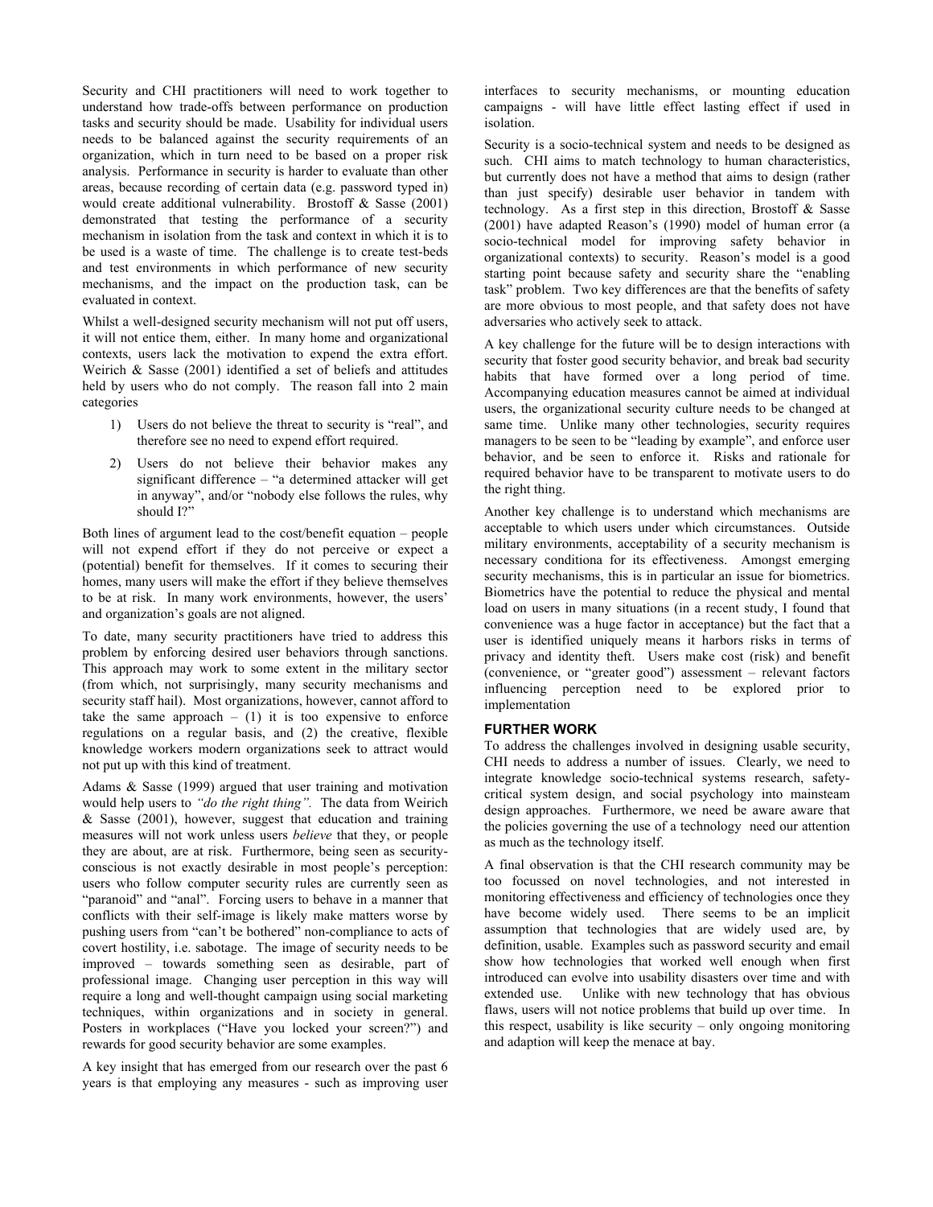Security and CHI practitioners will need to work together to understand how trade-offs between performance on production tasks and security should be made. Usability for individual users needs to be balanced against the security requirements of an organization, which in turn need to be based on a proper risk analysis. Performance in security is harder to evaluate than other areas, because recording of certain data (e.g. password typed in) would create additional vulnerability. Brostoff & Sasse (2001) demonstrated that testing the performance of a security mechanism in isolation from the task and context in which it is to be used is a waste of time. The challenge is to create test-beds and test environments in which performance of new security mechanisms, and the impact on the production task, can be evaluated in context.

Whilst a well-designed security mechanism will not put off users, it will not entice them, either. In many home and organizational contexts, users lack the motivation to expend the extra effort. Weirich & Sasse (2001) identified a set of beliefs and attitudes held by users who do not comply. The reason fall into 2 main categories

1) Users do not believe the threat to security is "real", and therefore see no need to expend effort required.
2) Users do not believe their behavior makes any significant difference – "a determined attacker will get in anyway", and/or "nobody else follows the rules, why should I?"

Both lines of argument lead to the cost/benefit equation – people will not expend effort if they do not perceive or expect a (potential) benefit for themselves. If it comes to securing their homes, many users will make the effort if they believe themselves to be at risk. In many work environments, however, the users' and organization's goals are not aligned.

To date, many security practitioners have tried to address this problem by enforcing desired user behaviors through sanctions. This approach may work to some extent in the military sector (from which, not surprisingly, many security mechanisms and security staff hail). Most organizations, however, cannot afford to take the same approach – (1) it is too expensive to enforce regulations on a regular basis, and (2) the creative, flexible knowledge workers modern organizations seek to attract would not put up with this kind of treatment.

Adams & Sasse (1999) argued that user training and motivation would help users to *"do the right thing".* The data from Weirich & Sasse (2001), however, suggest that education and training measures will not work unless users *believe* that they, or people they are about, are at risk. Furthermore, being seen as security-conscious is not exactly desirable in most people's perception: users who follow computer security rules are currently seen as "paranoid" and "anal". Forcing users to behave in a manner that conflicts with their self-image is likely make matters worse by pushing users from "can't be bothered" non-compliance to acts of covert hostility, i.e. sabotage. The image of security needs to be improved – towards something seen as desirable, part of professional image. Changing user perception in this way will require a long and well-thought campaign using social marketing techniques, within organizations and in society in general. Posters in workplaces ("Have you locked your screen?") and rewards for good security behavior are some examples.

A key insight that has emerged from our research over the past 6 years is that employing any measures - such as improving user interfaces to security mechanisms, or mounting education campaigns - will have little effect lasting effect if used in isolation.

Security is a socio-technical system and needs to be designed as such. CHI aims to match technology to human characteristics, but currently does not have a method that aims to design (rather than just specify) desirable user behavior in tandem with technology. As a first step in this direction, Brostoff & Sasse (2001) have adapted Reason's (1990) model of human error (a socio-technical model for improving safety behavior in organizational contexts) to security. Reason's model is a good starting point because safety and security share the "enabling task" problem. Two key differences are that the benefits of safety are more obvious to most people, and that safety does not have adversaries who actively seek to attack.

A key challenge for the future will be to design interactions with security that foster good security behavior, and break bad security habits that have formed over a long period of time. Accompanying education measures cannot be aimed at individual users, the organizational security culture needs to be changed at same time. Unlike many other technologies, security requires managers to be seen to be "leading by example", and enforce user behavior, and be seen to enforce it. Risks and rationale for required behavior have to be transparent to motivate users to do the right thing.

Another key challenge is to understand which mechanisms are acceptable to which users under which circumstances. Outside military environments, acceptability of a security mechanism is necessary conditiona for its effectiveness. Amongst emerging security mechanisms, this is in particular an issue for biometrics. Biometrics have the potential to reduce the physical and mental load on users in many situations (in a recent study, I found that convenience was a huge factor in acceptance) but the fact that a user is identified uniquely means it harbors risks in terms of privacy and identity theft. Users make cost (risk) and benefit (convenience, or "greater good") assessment – relevant factors influencing perception need to be explored prior to implementation

## FURTHER WORK

To address the challenges involved in designing usable security, CHI needs to address a number of issues. Clearly, we need to integrate knowledge socio-technical systems research, safety-critical system design, and social psychology into mainsteam design approaches. Furthermore, we need be aware aware that the policies governing the use of a technology need our attention as much as the technology itself.

A final observation is that the CHI research community may be too focussed on novel technologies, and not interested in monitoring effectiveness and efficiency of technologies once they have become widely used. There seems to be an implicit assumption that technologies that are widely used are, by definition, usable. Examples such as password security and email show how technologies that worked well enough when first introduced can evolve into usability disasters over time and with extended use. Unlike with new technology that has obvious flaws, users will not notice problems that build up over time. In this respect, usability is like security – only ongoing monitoring and adaption will keep the menace at bay.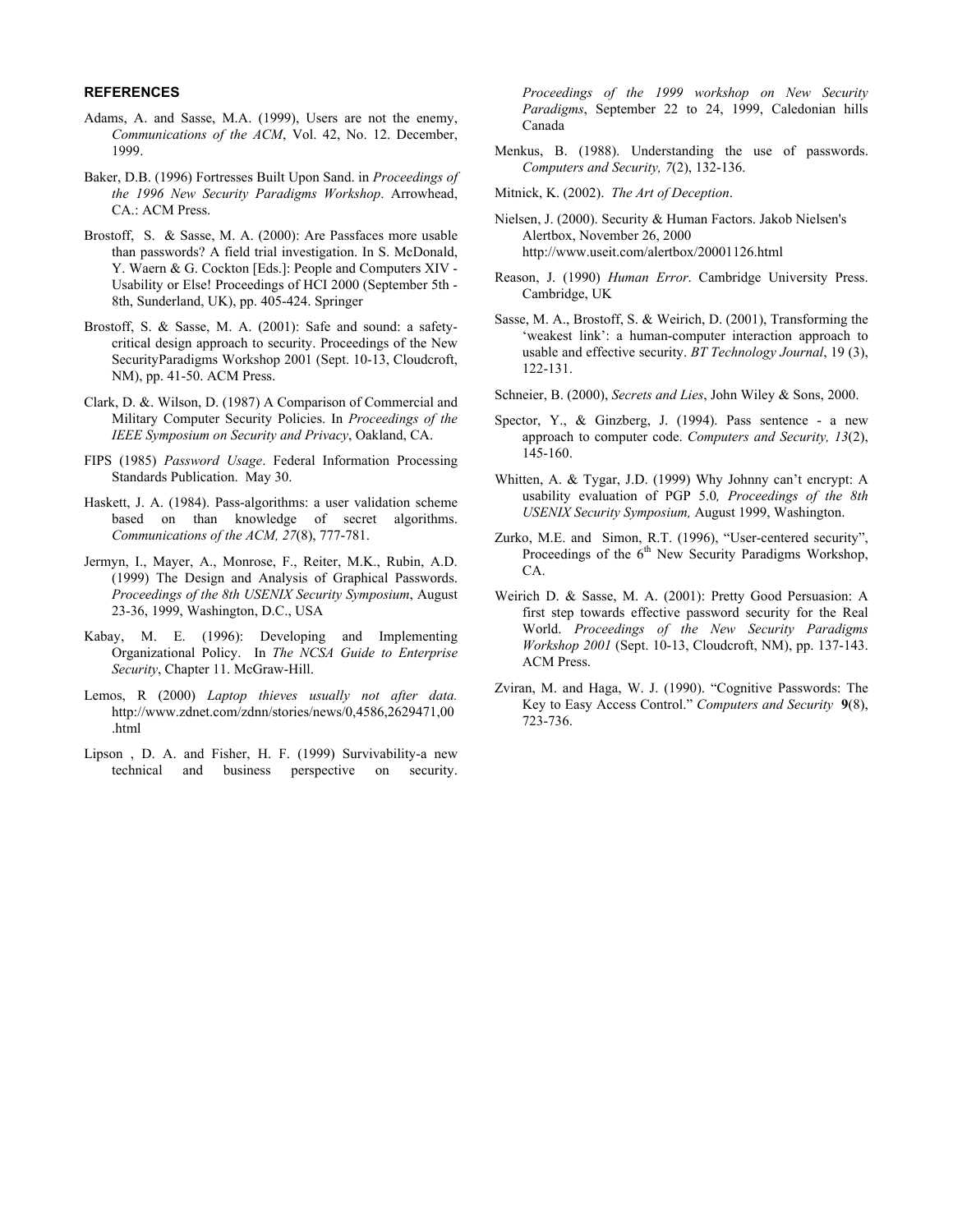## REFERENCES

Adams, A. and Sasse, M.A. (1999), Users are not the enemy, *Communications of the ACM*, Vol. 42, No. 12. December, 1999.

Baker, D.B. (1996) Fortresses Built Upon Sand. in *Proceedings of the 1996 New Security Paradigms Workshop*. Arrowhead, CA.: ACM Press.

Brostoff, S. & Sasse, M. A. (2000): Are Passfaces more usable than passwords? A field trial investigation. In S. McDonald, Y. Waern & G. Cockton [Eds.]: People and Computers XIV - Usability or Else! Proceedings of HCI 2000 (September 5th - 8th, Sunderland, UK), pp. 405-424. Springer

Brostoff, S. & Sasse, M. A. (2001): Safe and sound: a safety-critical design approach to security. Proceedings of the New SecurityParadigms Workshop 2001 (Sept. 10-13, Cloudcroft, NM), pp. 41-50. ACM Press.

Clark, D. &. Wilson, D. (1987) A Comparison of Commercial and Military Computer Security Policies. In *Proceedings of the IEEE Symposium on Security and Privacy*, Oakland, CA.

FIPS (1985) *Password Usage*. Federal Information Processing Standards Publication. May 30.

Haskett, J. A. (1984). Pass-algorithms: a user validation scheme based on than knowledge of secret algorithms. *Communications of the ACM, 27*(8), 777-781.

Jermyn, I., Mayer, A., Monrose, F., Reiter, M.K., Rubin, A.D. (1999) The Design and Analysis of Graphical Passwords. *Proceedings of the 8th USENIX Security Symposium*, August 23-36, 1999, Washington, D.C., USA

Kabay, M. E. (1996): Developing and Implementing Organizational Policy. In *The NCSA Guide to Enterprise Security*, Chapter 11. McGraw-Hill.

Lemos, R (2000) *Laptop thieves usually not after data.* http://www.zdnet.com/zdnn/stories/news/0,4586,2629471,00.html

Lipson , D. A. and Fisher, H. F. (1999) Survivability-a new technical and business perspective on security. *Proceedings of the 1999 workshop on New Security Paradigms*, September 22 to 24, 1999, Caledonian hills Canada

Menkus, B. (1988). Understanding the use of passwords. *Computers and Security, 7*(2), 132-136.

Mitnick, K. (2002). *The Art of Deception*.

Nielsen, J. (2000). Security & Human Factors. Jakob Nielsen's Alertbox, November 26, 2000 http://www.useit.com/alertbox/20001126.html

Reason, J. (1990) *Human Error*. Cambridge University Press. Cambridge, UK

Sasse, M. A., Brostoff, S. & Weirich, D. (2001), Transforming the 'weakest link': a human-computer interaction approach to usable and effective security. *BT Technology Journal*, 19 (3), 122-131.

Schneier, B. (2000), *Secrets and Lies*, John Wiley & Sons, 2000.

Spector, Y., & Ginzberg, J. (1994). Pass sentence - a new approach to computer code. *Computers and Security, 13*(2), 145-160.

Whitten, A. & Tygar, J.D. (1999) Why Johnny can't encrypt: A usability evaluation of PGP 5.0*, Proceedings of the 8th USENIX Security Symposium,* August 1999, Washington.

Zurko, M.E. and Simon, R.T. (1996), "User-centered security", Proceedings of the 6th New Security Paradigms Workshop, CA.

Weirich D. & Sasse, M. A. (2001): Pretty Good Persuasion: A first step towards effective password security for the Real World. *Proceedings of the New Security Paradigms Workshop 2001* (Sept. 10-13, Cloudcroft, NM), pp. 137-143. ACM Press.

Zviran, M. and Haga, W. J. (1990). "Cognitive Passwords: The Key to Easy Access Control." *Computers and Security* **9**(8), 723-736.